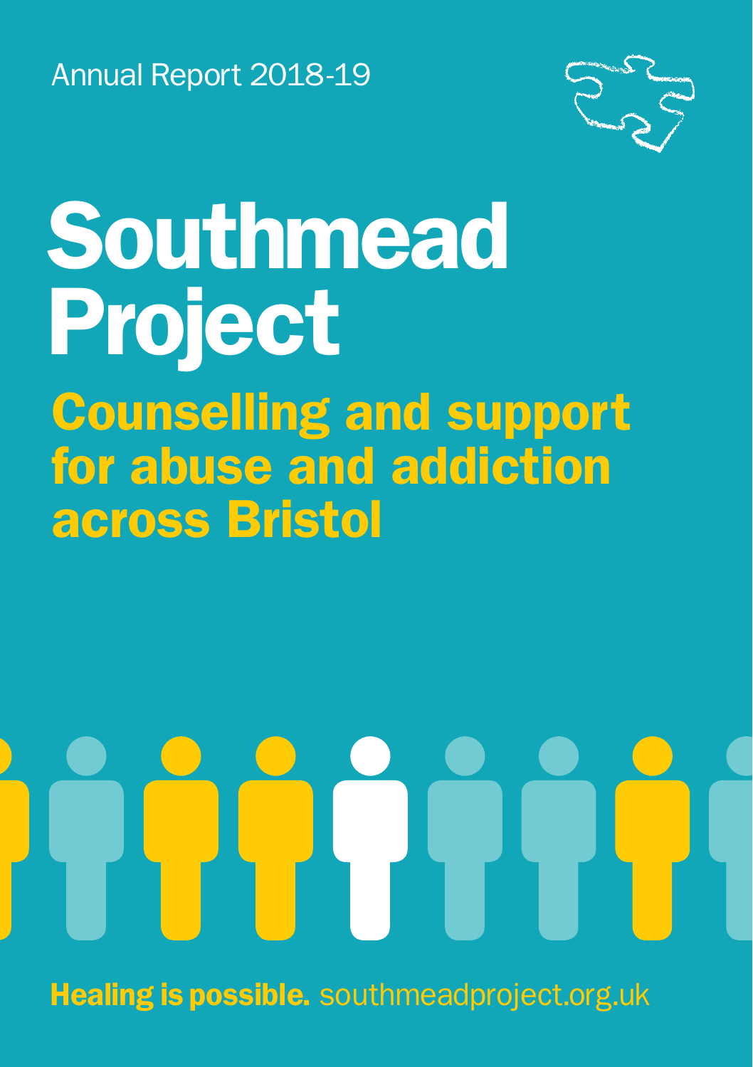Annual Report 2018-19

# Southmead Project

## Counselling and support for abuse and addiction across Bristol

**Healing is possible.** southmeadproject.org.uk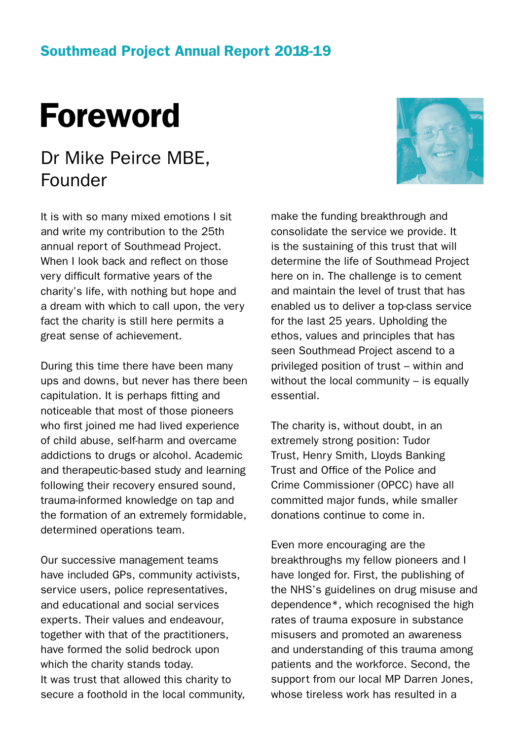Southmead Project Annual Report 2018-19

# Foreword

## Dr Mike Peirce MBE, Founder

It is with so many mixed emotions I sit and write my contribution to the 25th annual report of Southmead Project. When I look back and reflect on those very difficult formative years of the charity's life, with nothing but hope and a dream with which to call upon, the very fact the charity is still here permits a great sense of achievement.

During this time there have been many ups and downs, but never has there been capitulation. It is perhaps fitting and noticeable that most of those pioneers who first joined me had lived experience of child abuse, self-harm and overcame addictions to drugs or alcohol. Academic and therapeutic-based study and learning following their recovery ensured sound, trauma-informed knowledge on tap and the formation of an extremely formidable, determined operations team.

Our successive management teams have included GPs, community activists, service users, police representatives, and educational and social services experts. Their values and endeavour, together with that of the practitioners, have formed the solid bedrock upon which the charity stands today.
It was trust that allowed this charity to secure a foothold in the local community, make the funding breakthrough and consolidate the service we provide. It is the sustaining of this trust that will determine the life of Southmead Project here on in. The challenge is to cement and maintain the level of trust that has enabled us to deliver a top-class service for the last 25 years. Upholding the ethos, values and principles that has seen Southmead Project ascend to a privileged position of trust – within and without the local community – is equally essential.

The charity is, without doubt, in an extremely strong position: Tudor Trust, Henry Smith, Lloyds Banking Trust and Office of the Police and Crime Commissioner (OPCC) have all committed major funds, while smaller donations continue to come in.

Even more encouraging are the breakthroughs my fellow pioneers and I have longed for. First, the publishing of the NHS's guidelines on drug misuse and dependence*, which recognised the high rates of trauma exposure in substance misusers and promoted an awareness and understanding of this trauma among patients and the workforce. Second, the support from our local MP Darren Jones, whose tireless work has resulted in a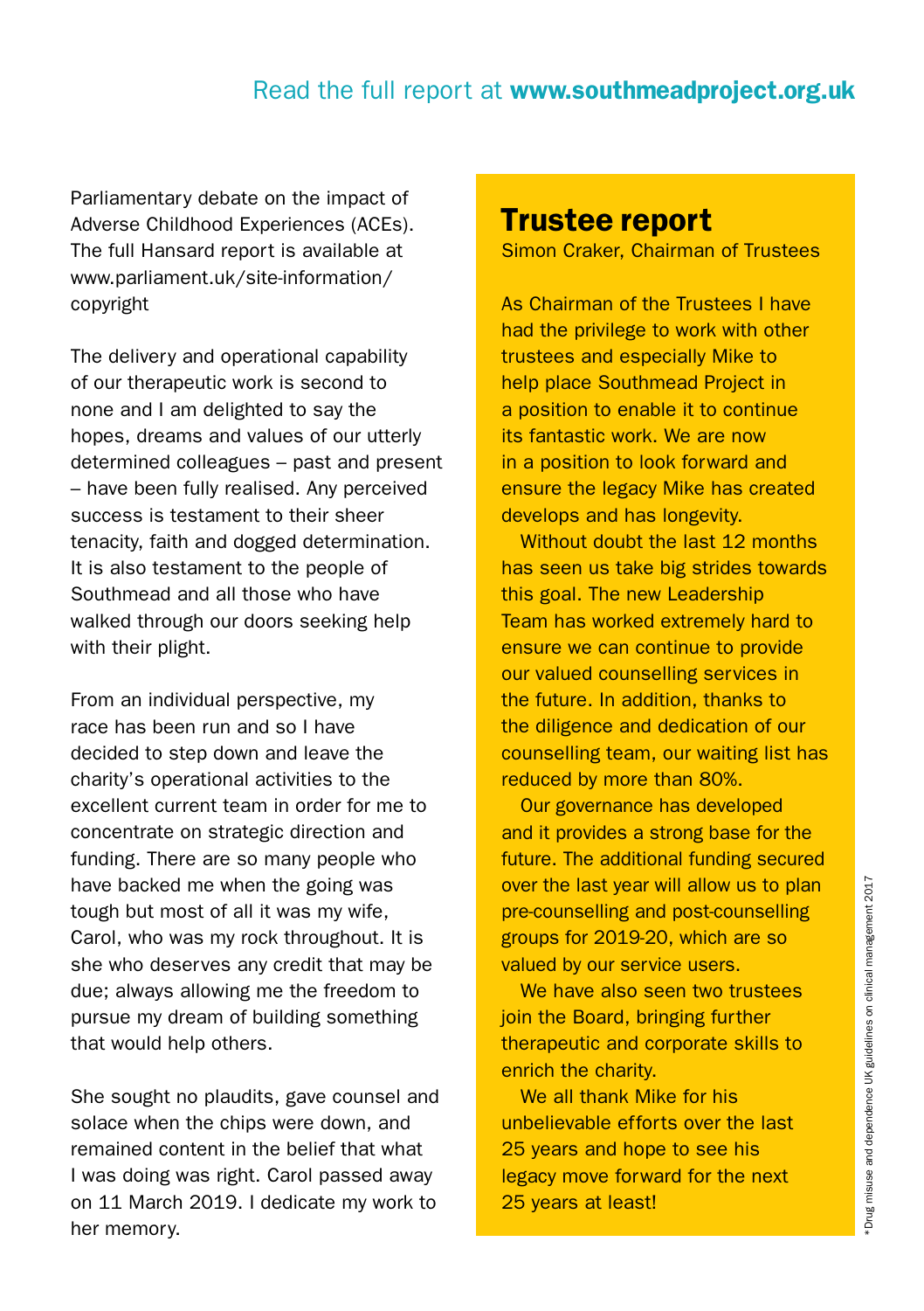Read the full report at **www.southmeadproject.org.uk**

Parliamentary debate on the impact of Adverse Childhood Experiences (ACEs). The full Hansard report is available at www.parliament.uk/site-information/copyright

The delivery and operational capability of our therapeutic work is second to none and I am delighted to say the hopes, dreams and values of our utterly determined colleagues – past and present – have been fully realised. Any perceived success is testament to their sheer tenacity, faith and dogged determination. It is also testament to the people of Southmead and all those who have walked through our doors seeking help with their plight.

From an individual perspective, my race has been run and so I have decided to step down and leave the charity's operational activities to the excellent current team in order for me to concentrate on strategic direction and funding. There are so many people who have backed me when the going was tough but most of all it was my wife, Carol, who was my rock throughout. It is she who deserves any credit that may be due; always allowing me the freedom to pursue my dream of building something that would help others.

She sought no plaudits, gave counsel and solace when the chips were down, and remained content in the belief that what I was doing was right. Carol passed away on 11 March 2019. I dedicate my work to her memory.

## Trustee report

Simon Craker, Chairman of Trustees

As Chairman of the Trustees I have had the privilege to work with other trustees and especially Mike to help place Southmead Project in a position to enable it to continue its fantastic work. We are now in a position to look forward and ensure the legacy Mike has created develops and has longevity.

Without doubt the last 12 months has seen us take big strides towards this goal. The new Leadership Team has worked extremely hard to ensure we can continue to provide our valued counselling services in the future. In addition, thanks to the diligence and dedication of our counselling team, our waiting list has reduced by more than 80%.

Our governance has developed and it provides a strong base for the future. The additional funding secured over the last year will allow us to plan pre-counselling and post-counselling groups for 2019-20, which are so valued by our service users.

We have also seen two trustees join the Board, bringing further therapeutic and corporate skills to enrich the charity.

We all thank Mike for his unbelievable efforts over the last 25 years and hope to see his legacy move forward for the next 25 years at least!

*Drug misuse and dependence UK guidelines on clinical management 2017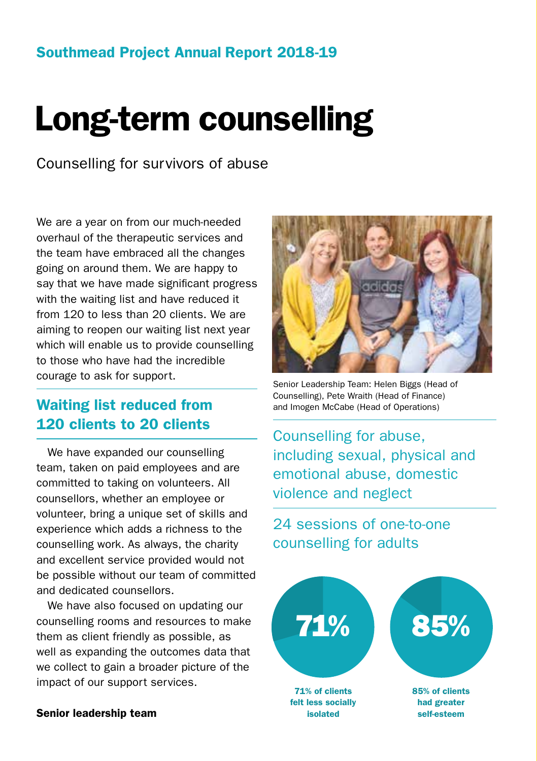# Long-term counselling

Counselling for survivors of abuse

We are a year on from our much-needed overhaul of the therapeutic services and the team have embraced all the changes going on around them. We are happy to say that we have made significant progress with the waiting list and have reduced it from 120 to less than 20 clients. We are aiming to reopen our waiting list next year which will enable us to provide counselling to those who have had the incredible courage to ask for support.

## Waiting list reduced from 120 clients to 20 clients

We have expanded our counselling team, taken on paid employees and are committed to taking on volunteers. All counsellors, whether an employee or volunteer, bring a unique set of skills and experience which adds a richness to the counselling work. As always, the charity and excellent service provided would not be possible without our team of committed and dedicated counsellors.

We have also focused on updating our counselling rooms and resources to make them as client friendly as possible, as well as expanding the outcomes data that we collect to gain a broader picture of the impact of our support services.

**Senior leadership team**

Senior Leadership Team: Helen Biggs (Head of Counselling), Pete Wraith (Head of Finance) and Imogen McCabe (Head of Operations)

Counselling for abuse, including sexual, physical and emotional abuse, domestic violence and neglect

24 sessions of one-to-one counselling for adults

**71%**

**71% of clients felt less socially isolated**

**85%**

**85% of clients had greater self-esteem**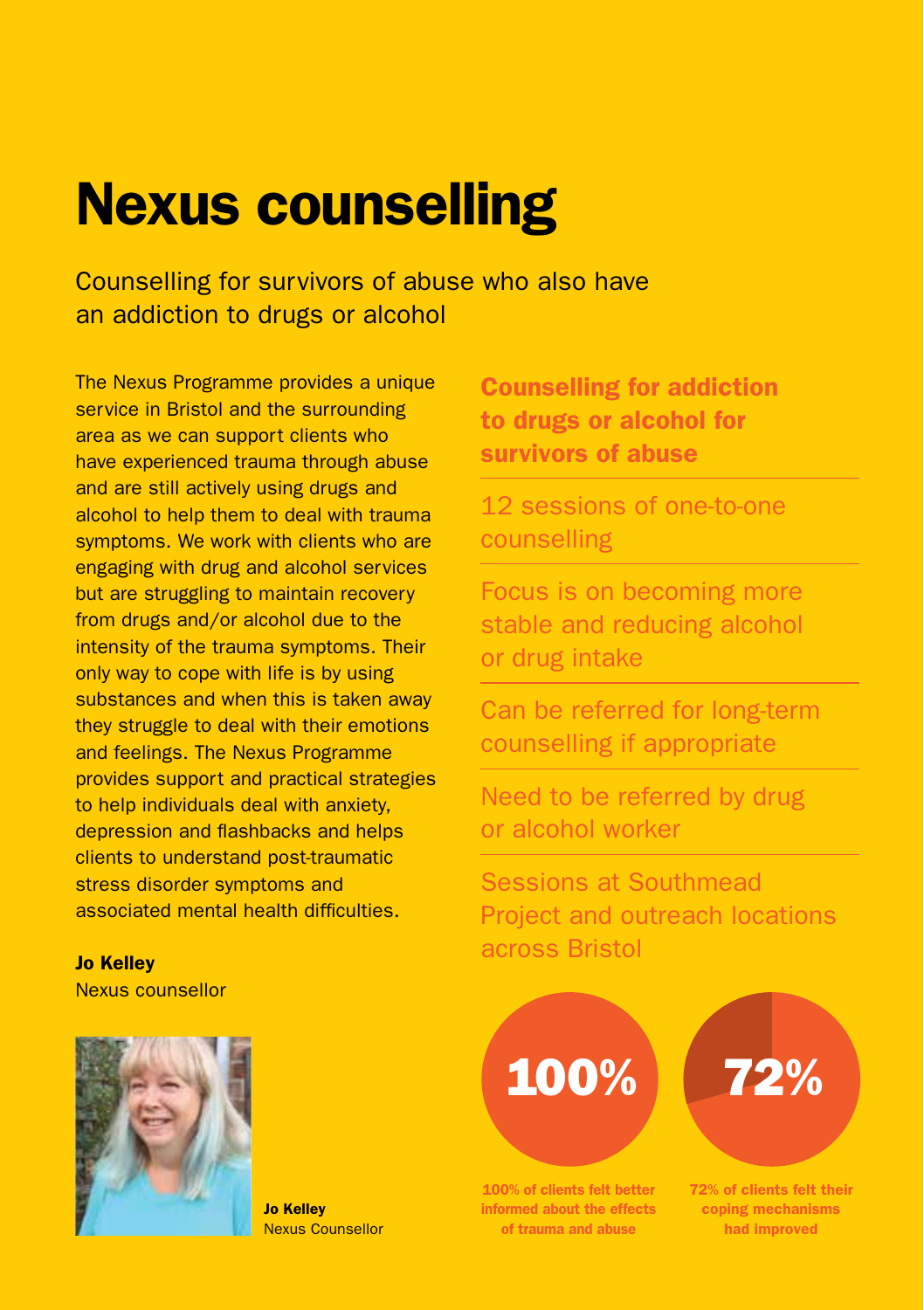# Nexus counselling

Counselling for survivors of abuse who also have an addiction to drugs or alcohol

The Nexus Programme provides a unique service in Bristol and the surrounding area as we can support clients who have experienced trauma through abuse and are still actively using drugs and alcohol to help them to deal with trauma symptoms. We work with clients who are engaging with drug and alcohol services but are struggling to maintain recovery from drugs and/or alcohol due to the intensity of the trauma symptoms. Their only way to cope with life is by using substances and when this is taken away they struggle to deal with their emotions and feelings. The Nexus Programme provides support and practical strategies to help individuals deal with anxiety, depression and flashbacks and helps clients to understand post-traumatic stress disorder symptoms and associated mental health difficulties.

**Jo Kelley**
Nexus counsellor

**Jo Kelley**
Nexus Counsellor

## Counselling for addiction to drugs or alcohol for survivors of abuse

- 12 sessions of one-to-one counselling
- Focus is on becoming more stable and reducing alcohol or drug intake
- Can be referred for long-term counselling if appropriate
- Need to be referred by drug or alcohol worker
- Sessions at Southmead Project and outreach locations across Bristol

**100%**

**100% of clients felt better informed about the effects of trauma and abuse**

**72%**

**72% of clients felt their coping mechanisms had improved**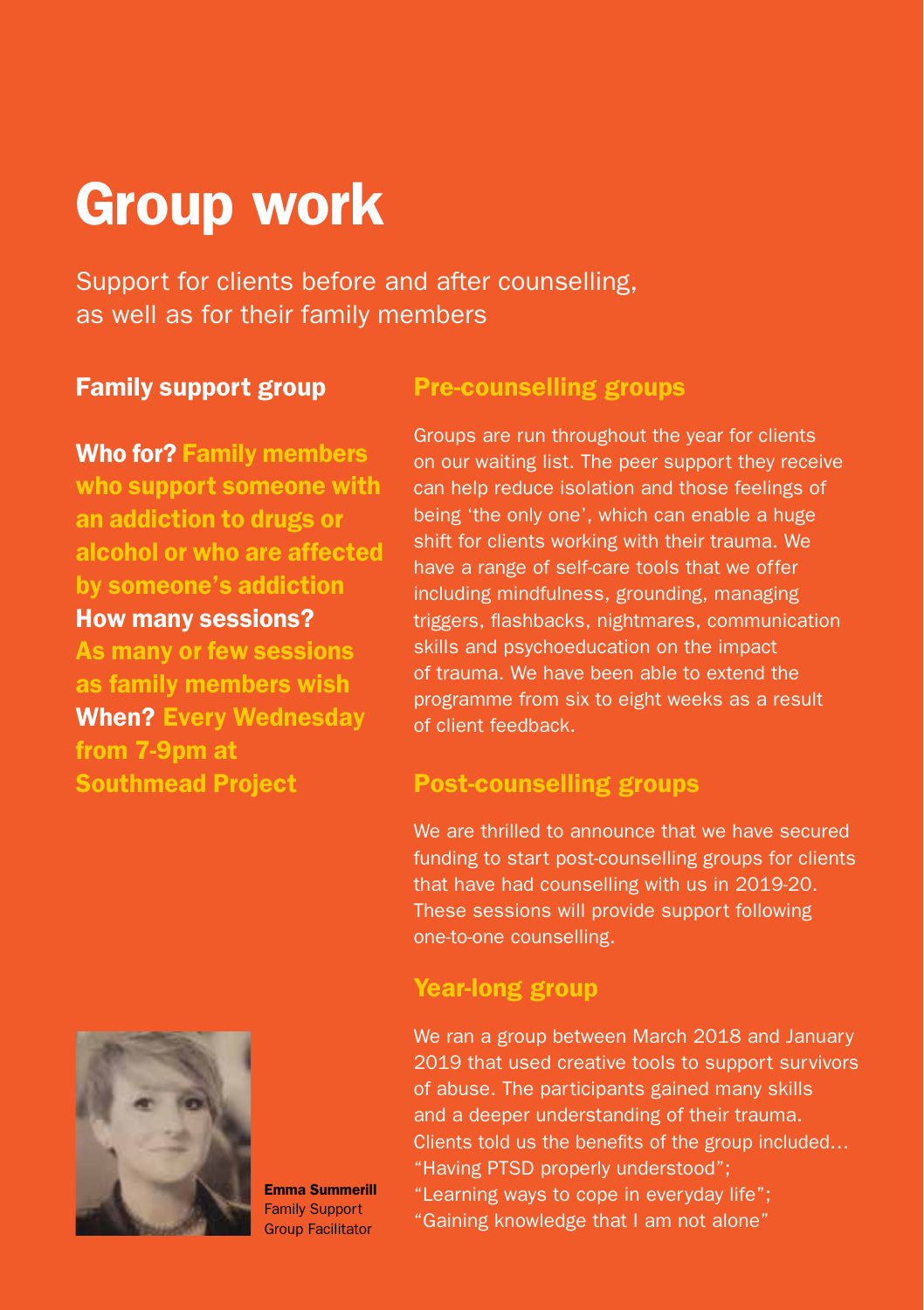# Group work

Support for clients before and after counselling, as well as for their family members

## Family support group

**Who for?** Family members who support someone with an addiction to drugs or alcohol or who are affected by someone's addiction

**How many sessions?** As many or few sessions as family members wish

**When?** Every Wednesday from 7-9pm at Southmead Project

**Emma Summerill**
Family Support Group Facilitator

## Pre-counselling groups

Groups are run throughout the year for clients on our waiting list. The peer support they receive can help reduce isolation and those feelings of being 'the only one', which can enable a huge shift for clients working with their trauma. We have a range of self-care tools that we offer including mindfulness, grounding, managing triggers, flashbacks, nightmares, communication skills and psychoeducation on the impact of trauma. We have been able to extend the programme from six to eight weeks as a result of client feedback.

## Post-counselling groups

We are thrilled to announce that we have secured funding to start post-counselling groups for clients that have had counselling with us in 2019-20. These sessions will provide support following one-to-one counselling.

## Year-long group

We ran a group between March 2018 and January 2019 that used creative tools to support survivors of abuse. The participants gained many skills and a deeper understanding of their trauma. Clients told us the benefits of the group included…
"Having PTSD properly understood";
"Learning ways to cope in everyday life";
"Gaining knowledge that I am not alone"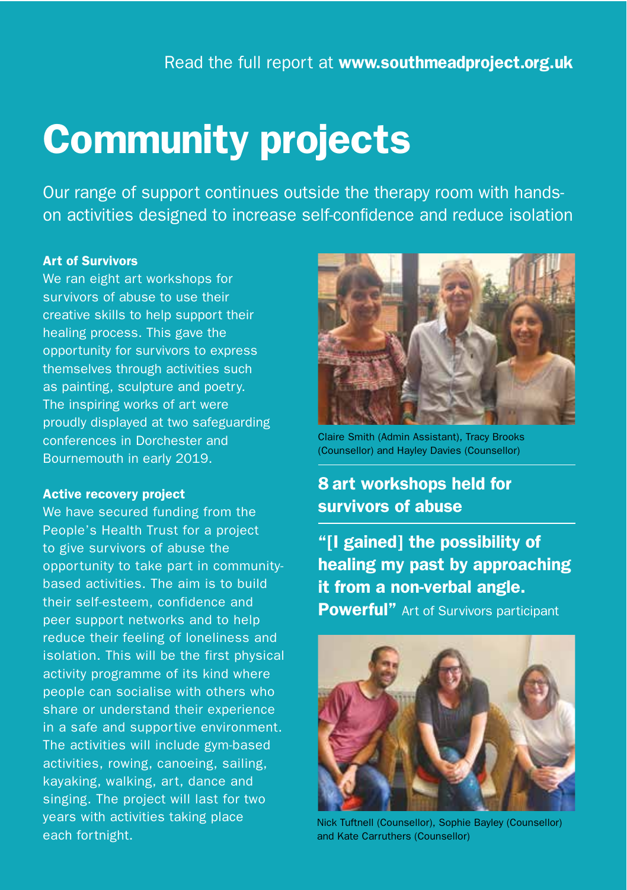Read the full report at **www.southmeadproject.org.uk**

# Community projects

Our range of support continues outside the therapy room with hands-on activities designed to increase self-confidence and reduce isolation

**Art of Survivors**

We ran eight art workshops for survivors of abuse to use their creative skills to help support their healing process. This gave the opportunity for survivors to express themselves through activities such as painting, sculpture and poetry. The inspiring works of art were proudly displayed at two safeguarding conferences in Dorchester and Bournemouth in early 2019.

**Active recovery project**

We have secured funding from the People's Health Trust for a project to give survivors of abuse the opportunity to take part in community-based activities. The aim is to build their self-esteem, confidence and peer support networks and to help reduce their feeling of loneliness and isolation. This will be the first physical activity programme of its kind where people can socialise with others who share or understand their experience in a safe and supportive environment. The activities will include gym-based activities, rowing, canoeing, sailing, kayaking, walking, art, dance and singing. The project will last for two years with activities taking place each fortnight.

Claire Smith (Admin Assistant), Tracy Brooks (Counsellor) and Hayley Davies (Counsellor)

## 8 art workshops held for survivors of abuse

**"[I gained] the possibility of healing my past by approaching it from a non-verbal angle. Powerful"** Art of Survivors participant

Nick Tuftnell (Counsellor), Sophie Bayley (Counsellor) and Kate Carruthers (Counsellor)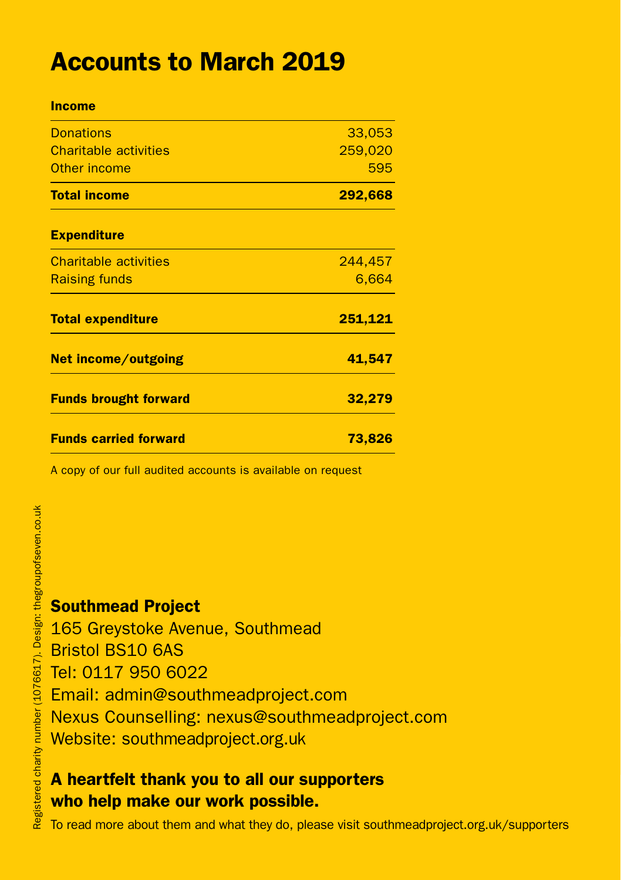# Accounts to March 2019

| **Income** | |
|---|---|
| Donations | 33,053 |
| Charitable activities | 259,020 |
| Other income | 595 |
| **Total income** | **292,668** |
| **Expenditure** | |
| Charitable activities | 244,457 |
| Raising funds | 6,664 |
| **Total expenditure** | **251,121** |
| **Net income/outgoing** | **41,547** |
| **Funds brought forward** | **32,279** |
| **Funds carried forward** | **73,826** |

A copy of our full audited accounts is available on request

**Southmead Project**
165 Greystoke Avenue, Southmead
Bristol BS10 6AS
Tel: 0117 950 6022
Email: admin@southmeadproject.com
Nexus Counselling: nexus@southmeadproject.com
Website: southmeadproject.org.uk

**A heartfelt thank you to all our supporters who help make our work possible.**

To read more about them and what they do, please visit southmeadproject.org.uk/supporters

Registered charity number (1076617). Design: thegroupofseven.co.uk